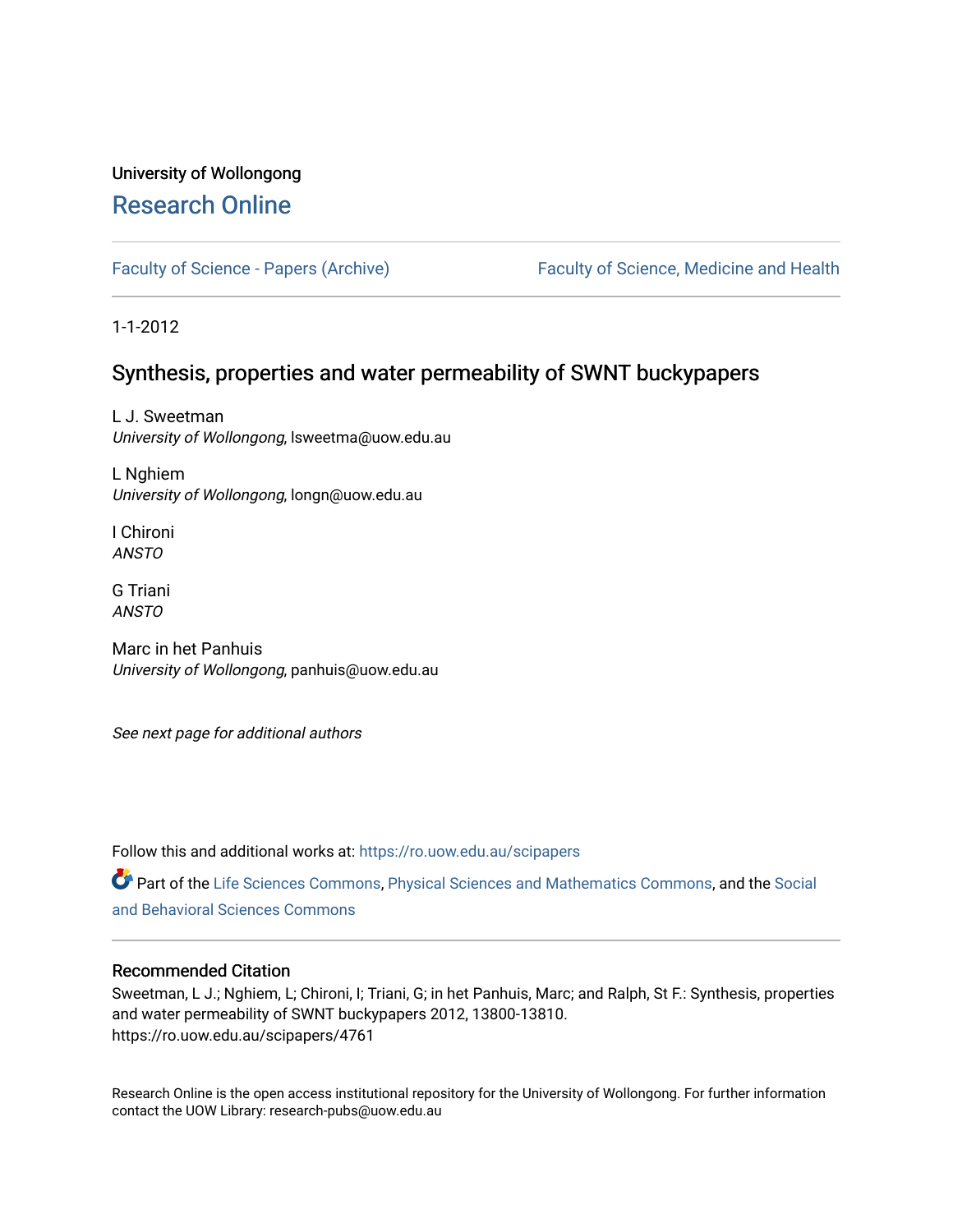University of Wollongong

# Research Online

Faculty of Science - Papers (Archive) | Faculty of Science, Medicine and Health

1-1-2012

## Synthesis, properties and water permeability of SWNT buckypapers

L J. Sweetman
*University of Wollongong*, lsweetma@uow.edu.au

L Nghiem
*University of Wollongong*, longn@uow.edu.au

I Chironi
*ANSTO*

G Triani
*ANSTO*

Marc in het Panhuis
*University of Wollongong*, panhuis@uow.edu.au

*See next page for additional authors*

Follow this and additional works at: https://ro.uow.edu.au/scipapers

Part of the Life Sciences Commons, Physical Sciences and Mathematics Commons, and the Social and Behavioral Sciences Commons

### Recommended Citation

Sweetman, L J.; Nghiem, L; Chironi, I; Triani, G; in het Panhuis, Marc; and Ralph, St F.: Synthesis, properties and water permeability of SWNT buckypapers 2012, 13800-13810.
https://ro.uow.edu.au/scipapers/4761

Research Online is the open access institutional repository for the University of Wollongong. For further information contact the UOW Library: research-pubs@uow.edu.au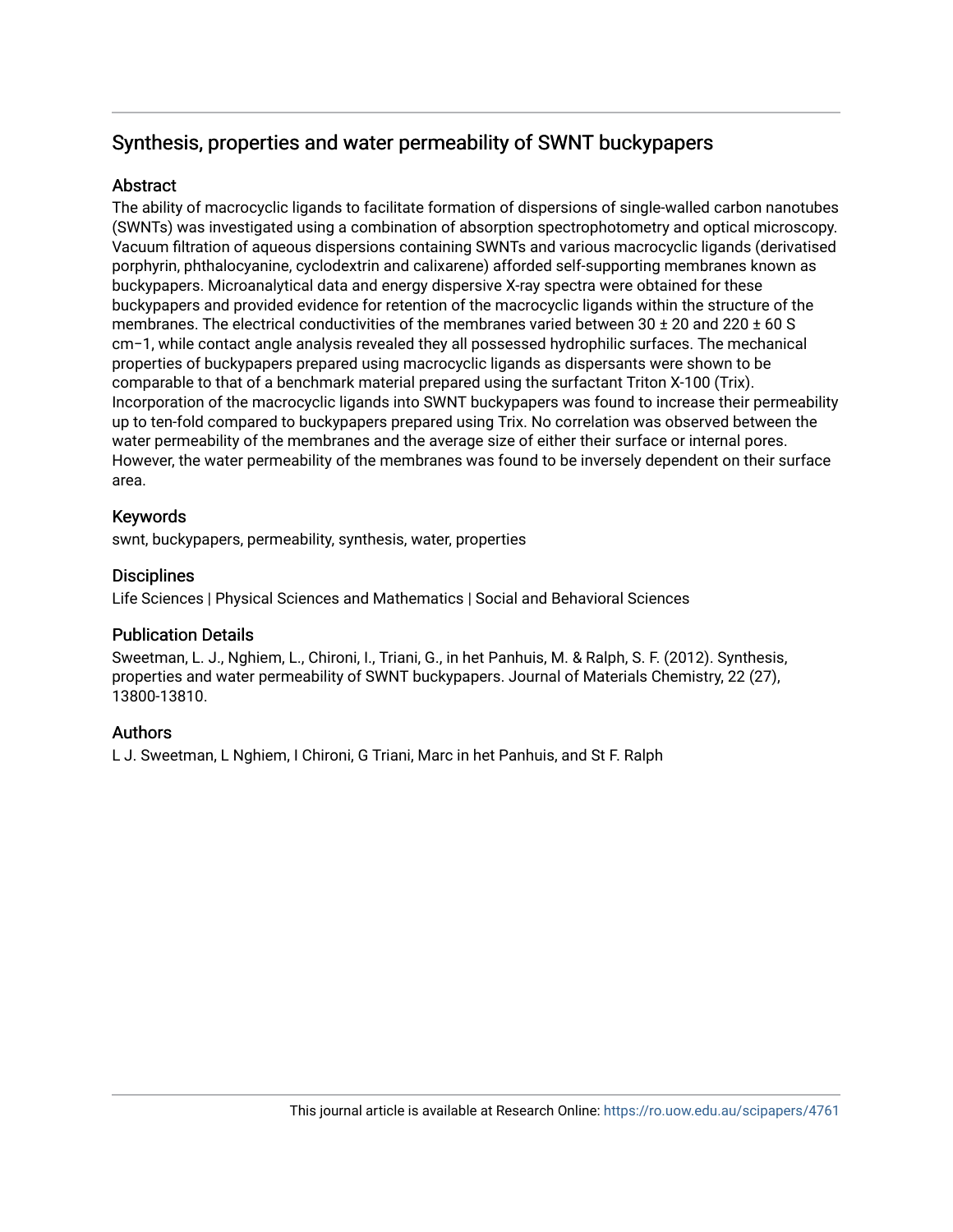## Synthesis, properties and water permeability of SWNT buckypapers

### Abstract

The ability of macrocyclic ligands to facilitate formation of dispersions of single-walled carbon nanotubes (SWNTs) was investigated using a combination of absorption spectrophotometry and optical microscopy. Vacuum filtration of aqueous dispersions containing SWNTs and various macrocyclic ligands (derivatised porphyrin, phthalocyanine, cyclodextrin and calixarene) afforded self-supporting membranes known as buckypapers. Microanalytical data and energy dispersive X-ray spectra were obtained for these buckypapers and provided evidence for retention of the macrocyclic ligands within the structure of the membranes. The electrical conductivities of the membranes varied between 30 ± 20 and 220 ± 60 S $cm^{-1}$, while contact angle analysis revealed they all possessed hydrophilic surfaces. The mechanical properties of buckypapers prepared using macrocyclic ligands as dispersants were shown to be comparable to that of a benchmark material prepared using the surfactant Triton X-100 (Trix). Incorporation of the macrocyclic ligands into SWNT buckypapers was found to increase their permeability up to ten-fold compared to buckypapers prepared using Trix. No correlation was observed between the water permeability of the membranes and the average size of either their surface or internal pores. However, the water permeability of the membranes was found to be inversely dependent on their surface area.

### Keywords

swnt, buckypapers, permeability, synthesis, water, properties

### Disciplines

Life Sciences | Physical Sciences and Mathematics | Social and Behavioral Sciences

### Publication Details

Sweetman, L. J., Nghiem, L., Chironi, I., Triani, G., in het Panhuis, M. & Ralph, S. F. (2012). Synthesis, properties and water permeability of SWNT buckypapers. Journal of Materials Chemistry, 22 (27), 13800-13810.

### Authors

L J. Sweetman, L Nghiem, I Chironi, G Triani, Marc in het Panhuis, and St F. Ralph

This journal article is available at Research Online: https://ro.uow.edu.au/scipapers/4761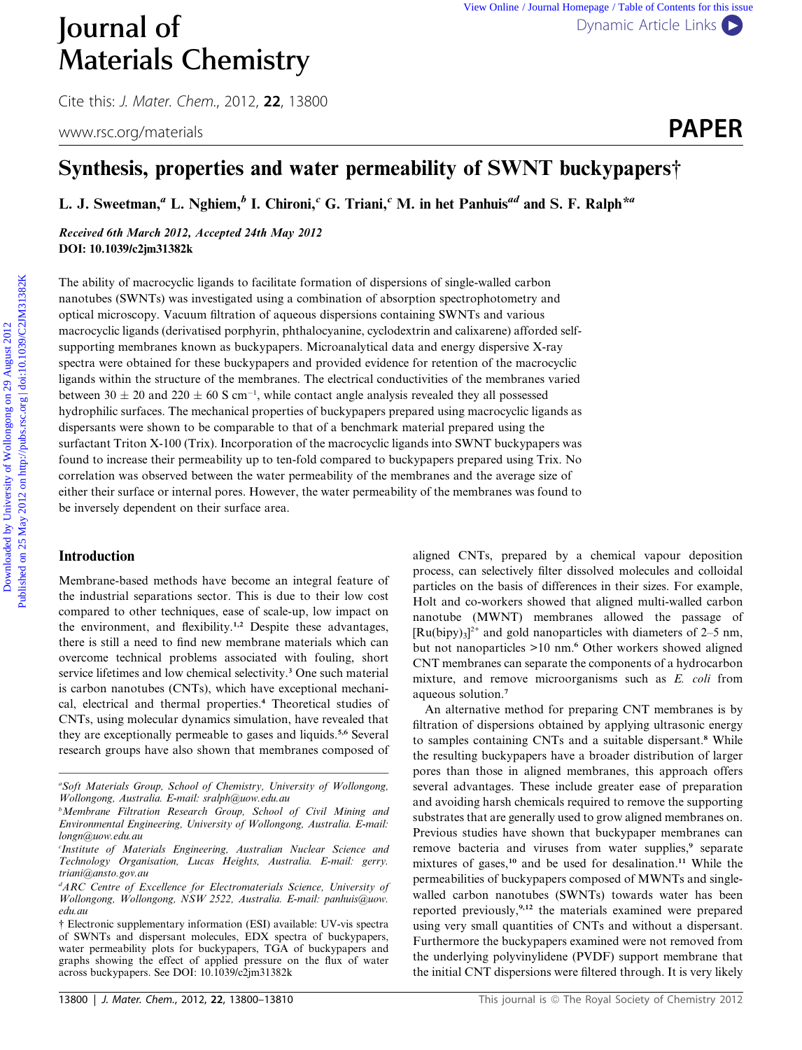# Journal of Materials Chemistry

Cite this: *J. Mater. Chem.*, 2012, **22**, 13800

www.rsc.org/materials

**PAPER**

## Synthesis, properties and water permeability of SWNT buckypapers†

**L. J. Sweetman,[a] L. Nghiem,[b] I. Chironi,[c] G. Triani,[c] M. in het Panhuis[ad] and S. F. Ralph*[a]**

***Received 6th March 2012, Accepted 24th May 2012***
**DOI: 10.1039/c2jm31382k**

The ability of macrocyclic ligands to facilitate formation of dispersions of single-walled carbon nanotubes (SWNTs) was investigated using a combination of absorption spectrophotometry and optical microscopy. Vacuum filtration of aqueous dispersions containing SWNTs and various macrocyclic ligands (derivatised porphyrin, phthalocyanine, cyclodextrin and calixarene) afforded self-supporting membranes known as buckypapers. Microanalytical data and energy dispersive X-ray spectra were obtained for these buckypapers and provided evidence for retention of the macrocyclic ligands within the structure of the membranes. The electrical conductivities of the membranes varied between 30 ± 20 and 220 ± 60 S cm$^{-1}$, while contact angle analysis revealed they all possessed hydrophilic surfaces. The mechanical properties of buckypapers prepared using macrocyclic ligands as dispersants were shown to be comparable to that of a benchmark material prepared using the surfactant Triton X-100 (Trix). Incorporation of the macrocyclic ligands into SWNT buckypapers was found to increase their permeability up to ten-fold compared to buckypapers prepared using Trix. No correlation was observed between the water permeability of the membranes and the average size of either their surface or internal pores. However, the water permeability of the membranes was found to be inversely dependent on their surface area.

## Introduction

Membrane-based methods have become an integral feature of the industrial separations sector. This is due to their low cost compared to other techniques, ease of scale-up, low impact on the environment, and flexibility.[1,2] Despite these advantages, there is still a need to find new membrane materials which can overcome technical problems associated with fouling, short service lifetimes and low chemical selectivity.[3] One such material is carbon nanotubes (CNTs), which have exceptional mechanical, electrical and thermal properties.[4] Theoretical studies of CNTs, using molecular dynamics simulation, have revealed that they are exceptionally permeable to gases and liquids.[5,6] Several research groups have also shown that membranes composed of aligned CNTs, prepared by a chemical vapour deposition process, can selectively filter dissolved molecules and colloidal particles on the basis of differences in their sizes. For example, Holt and co-workers showed that aligned multi-walled carbon nanotube (MWNT) membranes allowed the passage of $[Ru(bipy)_3]^{2+}$ and gold nanoparticles with diameters of 2–5 nm, but not nanoparticles >10 nm.[6] Other workers showed aligned CNT membranes can separate the components of a hydrocarbon mixture, and remove microorganisms such as *E. coli* from aqueous solution.[7]

An alternative method for preparing CNT membranes is by filtration of dispersions obtained by applying ultrasonic energy to samples containing CNTs and a suitable dispersant.[8] While the resulting buckypapers have a broader distribution of larger pores than those in aligned membranes, this approach offers several advantages. These include greater ease of preparation and avoiding harsh chemicals required to remove the supporting substrates that are generally used to grow aligned membranes on. Previous studies have shown that buckypaper membranes can remove bacteria and viruses from water supplies,[9] separate mixtures of gases,[10] and be used for desalination.[11] While the permeabilities of buckypapers composed of MWNTs and single-walled carbon nanotubes (SWNTs) towards water has been reported previously,[9,12] the materials examined were prepared using very small quantities of CNTs and without a dispersant. Furthermore the buckypapers examined were not removed from the underlying polyvinylidene (PVDF) support membrane that the initial CNT dispersions were filtered through. It is very likely

---

[a] *Soft Materials Group, School of Chemistry, University of Wollongong, Wollongong, Australia. E-mail: sralph@uow.edu.au*
[b] *Membrane Filtration Research Group, School of Civil Mining and Environmental Engineering, University of Wollongong, Australia. E-mail: longn@uow.edu.au*
[c] *Institute of Materials Engineering, Australian Nuclear Science and Technology Organisation, Lucas Heights, Australia. E-mail: gerry.triani@ansto.gov.au*
[d] *ARC Centre of Excellence for Electromaterials Science, University of Wollongong, Wollongong, NSW 2522, Australia. E-mail: panhuis@uow.edu.au*

† Electronic supplementary information (ESI) available: UV-vis spectra of SWNTs and dispersant molecules, EDX spectra of buckypapers, water permeability plots for buckypapers, TGA of buckypapers and graphs showing the effect of applied pressure on the flux of water across buckypapers. See DOI: 10.1039/c2jm31382k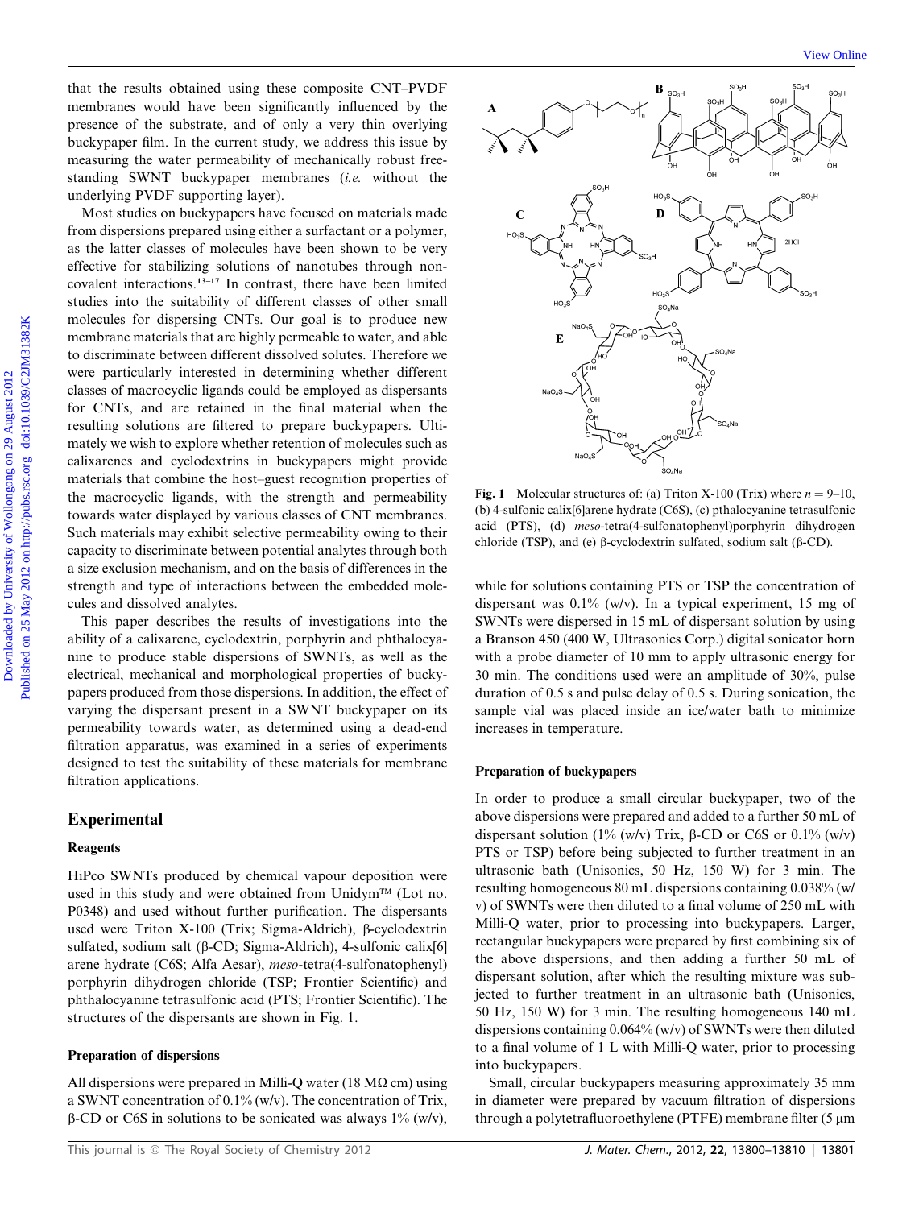that the results obtained using these composite CNT–PVDF membranes would have been significantly influenced by the presence of the substrate, and of only a very thin overlying buckypaper film. In the current study, we address this issue by measuring the water permeability of mechanically robust free-standing SWNT buckypaper membranes (*i.e.* without the underlying PVDF supporting layer).

Most studies on buckypapers have focused on materials made from dispersions prepared using either a surfactant or a polymer, as the latter classes of molecules have been shown to be very effective for stabilizing solutions of nanotubes through non-covalent interactions.[13–17] In contrast, there have been limited studies into the suitability of different classes of other small molecules for dispersing CNTs. Our goal is to produce new membrane materials that are highly permeable to water, and able to discriminate between different dissolved solutes. Therefore we were particularly interested in determining whether different classes of macrocyclic ligands could be employed as dispersants for CNTs, and are retained in the final material when the resulting solutions are filtered to prepare buckypapers. Ultimately we wish to explore whether retention of molecules such as calixarenes and cyclodextrins in buckypapers might provide materials that combine the host–guest recognition properties of the macrocyclic ligands, with the strength and permeability towards water displayed by various classes of CNT membranes. Such materials may exhibit selective permeability owing to their capacity to discriminate between potential analytes through both a size exclusion mechanism, and on the basis of differences in the strength and type of interactions between the embedded molecules and dissolved analytes.

This paper describes the results of investigations into the ability of a calixarene, cyclodextrin, porphyrin and phthalocyanine to produce stable dispersions of SWNTs, as well as the electrical, mechanical and morphological properties of buckypapers produced from those dispersions. In addition, the effect of varying the dispersant present in a SWNT buckypaper on its permeability towards water, as determined using a dead-end filtration apparatus, was examined in a series of experiments designed to test the suitability of these materials for membrane filtration applications.

**Fig. 1** Molecular structures of: (a) Triton X-100 (Trix) where $n = 9$–10, (b) 4-sulfonic calix[6]arene hydrate (C6S), (c) pthalocyanine tetrasulfonic acid (PTS), (d) *meso*-tetra(4-sulfonatophenyl)porphyrin dihydrogen chloride (TSP), and (e) β-cyclodextrin sulfated, sodium salt (β-CD).

## Experimental

### Reagents

HiPco SWNTs produced by chemical vapour deposition were used in this study and were obtained from Unidym™ (Lot no. P0348) and used without further purification. The dispersants used were Triton X-100 (Trix; Sigma-Aldrich), β-cyclodextrin sulfated, sodium salt (β-CD; Sigma-Aldrich), 4-sulfonic calix[6]arene hydrate (C6S; Alfa Aesar), *meso*-tetra(4-sulfonatophenyl)porphyrin dihydrogen chloride (TSP; Frontier Scientific) and phthalocyanine tetrasulfonic acid (PTS; Frontier Scientific). The structures of the dispersants are shown in Fig. 1.

### Preparation of dispersions

All dispersions were prepared in Milli-Q water (18 MΩ cm) using a SWNT concentration of 0.1% (w/v). The concentration of Trix, β-CD or C6S in solutions to be sonicated was always 1% (w/v), while for solutions containing PTS or TSP the concentration of dispersant was 0.1% (w/v). In a typical experiment, 15 mg of SWNTs were dispersed in 15 mL of dispersant solution by using a Branson 450 (400 W, Ultrasonics Corp.) digital sonicator horn with a probe diameter of 10 mm to apply ultrasonic energy for 30 min. The conditions used were an amplitude of 30%, pulse duration of 0.5 s and pulse delay of 0.5 s. During sonication, the sample vial was placed inside an ice/water bath to minimize increases in temperature.

### Preparation of buckypapers

In order to produce a small circular buckypaper, two of the above dispersions were prepared and added to a further 50 mL of dispersant solution (1% (w/v) Trix, β-CD or C6S or 0.1% (w/v) PTS or TSP) before being subjected to further treatment in an ultrasonic bath (Unisonics, 50 Hz, 150 W) for 3 min. The resulting homogeneous 80 mL dispersions containing 0.038% (w/v) of SWNTs were then diluted to a final volume of 250 mL with Milli-Q water, prior to processing into buckypapers. Larger, rectangular buckypapers were prepared by first combining six of the above dispersions, and then adding a further 50 mL of dispersant solution, after which the resulting mixture was subjected to further treatment in an ultrasonic bath (Unisonics, 50 Hz, 150 W) for 3 min. The resulting homogeneous 140 mL dispersions containing 0.064% (w/v) of SWNTs were then diluted to a final volume of 1 L with Milli-Q water, prior to processing into buckypapers.

Small, circular buckypapers measuring approximately 35 mm in diameter were prepared by vacuum filtration of dispersions through a polytetrafluoroethylene (PTFE) membrane filter (5 μm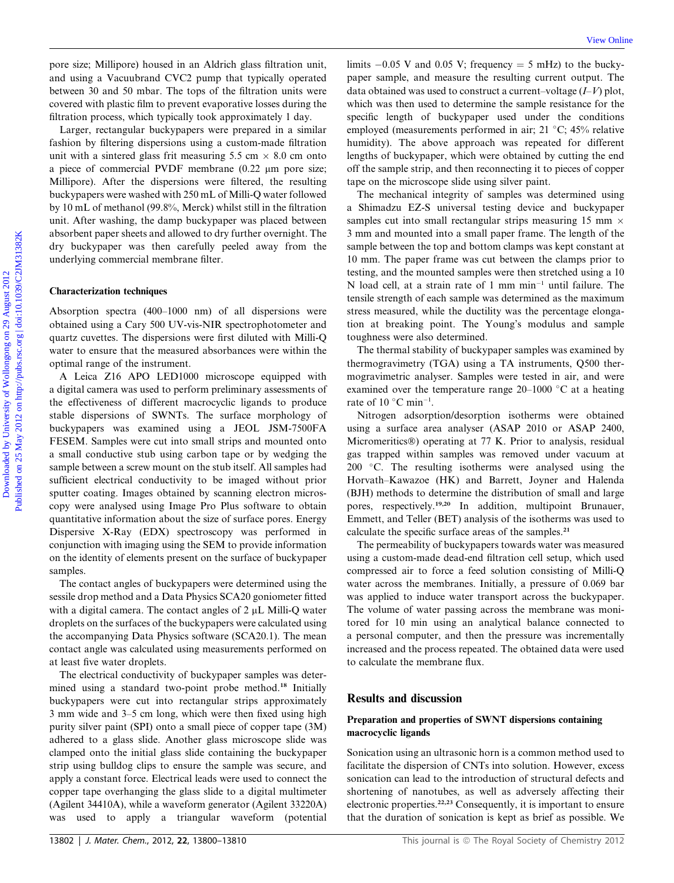pore size; Millipore) housed in an Aldrich glass filtration unit, and using a Vacuubrand CVC2 pump that typically operated between 30 and 50 mbar. The tops of the filtration units were covered with plastic film to prevent evaporative losses during the filtration process, which typically took approximately 1 day.

Larger, rectangular buckypapers were prepared in a similar fashion by filtering dispersions using a custom-made filtration unit with a sintered glass frit measuring 5.5 cm × 8.0 cm onto a piece of commercial PVDF membrane (0.22 μm pore size; Millipore). After the dispersions were filtered, the resulting buckypapers were washed with 250 mL of Milli-Q water followed by 10 mL of methanol (99.8%, Merck) whilst still in the filtration unit. After washing, the damp buckypaper was placed between absorbent paper sheets and allowed to dry further overnight. The dry buckypaper was then carefully peeled away from the underlying commercial membrane filter.

### Characterization techniques

Absorption spectra (400–1000 nm) of all dispersions were obtained using a Cary 500 UV-vis-NIR spectrophotometer and quartz cuvettes. The dispersions were first diluted with Milli-Q water to ensure that the measured absorbances were within the optimal range of the instrument.

A Leica Z16 APO LED1000 microscope equipped with a digital camera was used to perform preliminary assessments of the effectiveness of different macrocyclic ligands to produce stable dispersions of SWNTs. The surface morphology of buckypapers was examined using a JEOL JSM-7500FA FESEM. Samples were cut into small strips and mounted onto a small conductive stub using carbon tape or by wedging the sample between a screw mount on the stub itself. All samples had sufficient electrical conductivity to be imaged without prior sputter coating. Images obtained by scanning electron microscopy were analysed using Image Pro Plus software to obtain quantitative information about the size of surface pores. Energy Dispersive X-Ray (EDX) spectroscopy was performed in conjunction with imaging using the SEM to provide information on the identity of elements present on the surface of buckypaper samples.

The contact angles of buckypapers were determined using the sessile drop method and a Data Physics SCA20 goniometer fitted with a digital camera. The contact angles of 2 μL Milli-Q water droplets on the surfaces of the buckypapers were calculated using the accompanying Data Physics software (SCA20.1). The mean contact angle was calculated using measurements performed on at least five water droplets.

The electrical conductivity of buckypaper samples was determined using a standard two-point probe method.[18] Initially buckypapers were cut into rectangular strips approximately 3 mm wide and 3–5 cm long, which were then fixed using high purity silver paint (SPI) onto a small piece of copper tape (3M) adhered to a glass slide. Another glass microscope slide was clamped onto the initial glass slide containing the buckypaper strip using bulldog clips to ensure the sample was secure, and apply a constant force. Electrical leads were used to connect the copper tape overhanging the glass slide to a digital multimeter (Agilent 34410A), while a waveform generator (Agilent 33220A) was used to apply a triangular waveform (potential limits −0.05 V and 0.05 V; frequency = 5 mHz) to the buckypaper sample, and measure the resulting current output. The data obtained was used to construct a current–voltage ($I$–$V$) plot, which was then used to determine the sample resistance for the specific length of buckypaper used under the conditions employed (measurements performed in air; 21 °C; 45% relative humidity). The above approach was repeated for different lengths of buckypaper, which were obtained by cutting the end off the sample strip, and then reconnecting it to pieces of copper tape on the microscope slide using silver paint.

The mechanical integrity of samples was determined using a Shimadzu EZ-S universal testing device and buckypaper samples cut into small rectangular strips measuring 15 mm × 3 mm and mounted into a small paper frame. The length of the sample between the top and bottom clamps was kept constant at 10 mm. The paper frame was cut between the clamps prior to testing, and the mounted samples were then stretched using a 10 N load cell, at a strain rate of 1 mm min$^{-1}$ until failure. The tensile strength of each sample was determined as the maximum stress measured, while the ductility was the percentage elongation at breaking point. The Young's modulus and sample toughness were also determined.

The thermal stability of buckypaper samples was examined by thermogravimetry (TGA) using a TA instruments, Q500 thermogravimetric analyser. Samples were tested in air, and were examined over the temperature range 20–1000 °C at a heating rate of 10 °C min$^{-1}$.

Nitrogen adsorption/desorption isotherms were obtained using a surface area analyser (ASAP 2010 or ASAP 2400, Micromeritics®) operating at 77 K. Prior to analysis, residual gas trapped within samples was removed under vacuum at 200 °C. The resulting isotherms were analysed using the Horvath–Kawazoe (HK) and Barrett, Joyner and Halenda (BJH) methods to determine the distribution of small and large pores, respectively.[19,20] In addition, multipoint Brunauer, Emmett, and Teller (BET) analysis of the isotherms was used to calculate the specific surface areas of the samples.[21]

The permeability of buckypapers towards water was measured using a custom-made dead-end filtration cell setup, which used compressed air to force a feed solution consisting of Milli-Q water across the membranes. Initially, a pressure of 0.069 bar was applied to induce water transport across the buckypaper. The volume of water passing across the membrane was monitored for 10 min using an analytical balance connected to a personal computer, and then the pressure was incrementally increased and the process repeated. The obtained data were used to calculate the membrane flux.

## Results and discussion

### Preparation and properties of SWNT dispersions containing macrocyclic ligands

Sonication using an ultrasonic horn is a common method used to facilitate the dispersion of CNTs into solution. However, excess sonication can lead to the introduction of structural defects and shortening of nanotubes, as well as adversely affecting their electronic properties.[22,23] Consequently, it is important to ensure that the duration of sonication is kept as brief as possible. We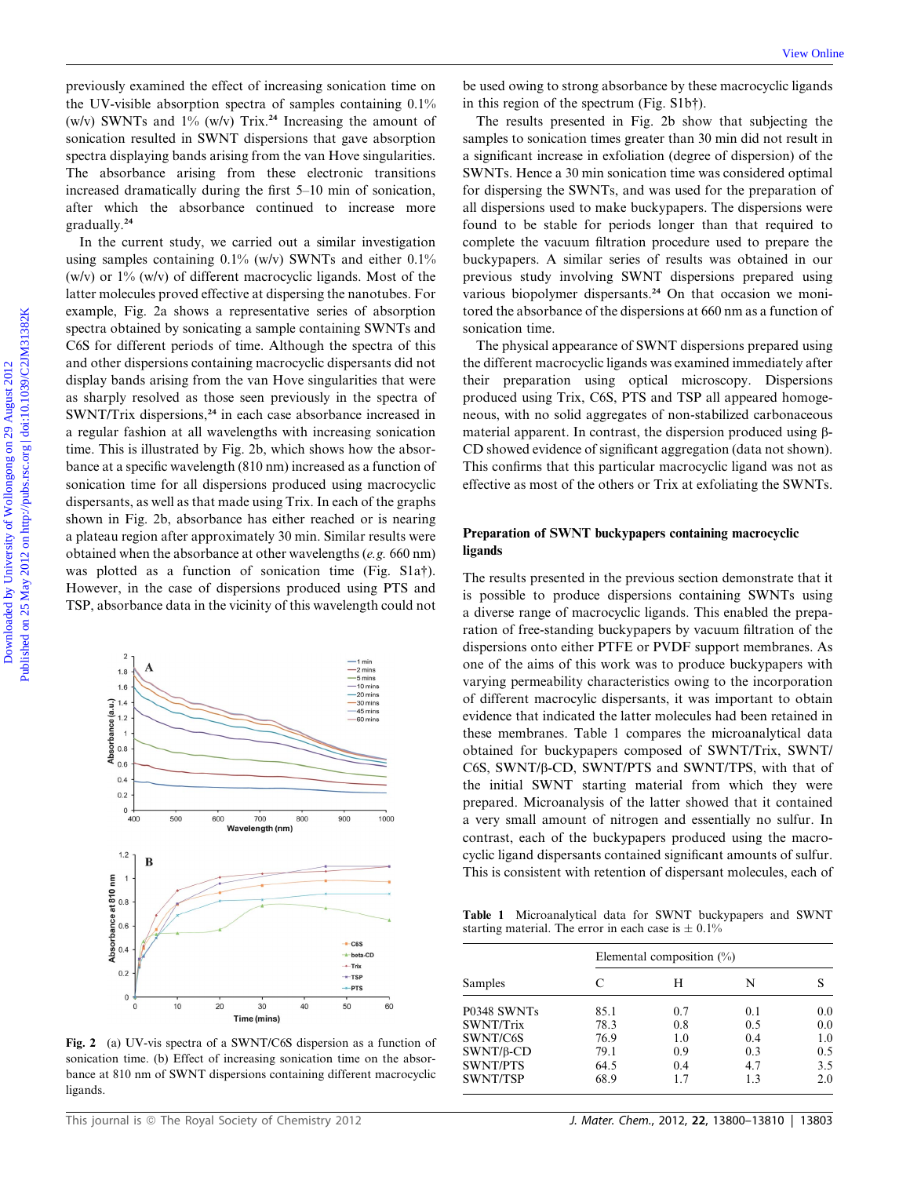previously examined the effect of increasing sonication time on the UV-visible absorption spectra of samples containing 0.1% (w/v) SWNTs and 1% (w/v) Trix.[24] Increasing the amount of sonication resulted in SWNT dispersions that gave absorption spectra displaying bands arising from the van Hove singularities. The absorbance arising from these electronic transitions increased dramatically during the first 5–10 min of sonication, after which the absorbance continued to increase more gradually.[24]

In the current study, we carried out a similar investigation using samples containing 0.1% (w/v) SWNTs and either 0.1% (w/v) or 1% (w/v) of different macrocyclic ligands. Most of the latter molecules proved effective at dispersing the nanotubes. For example, Fig. 2a shows a representative series of absorption spectra obtained by sonicating a sample containing SWNTs and C6S for different periods of time. Although the spectra of this and other dispersions containing macrocyclic dispersants did not display bands arising from the van Hove singularities that were as sharply resolved as those seen previously in the spectra of SWNT/Trix dispersions,[24] in each case absorbance increased in a regular fashion at all wavelengths with increasing sonication time. This is illustrated by Fig. 2b, which shows how the absorbance at a specific wavelength (810 nm) increased as a function of sonication time for all dispersions produced using macrocyclic dispersants, as well as that made using Trix. In each of the graphs shown in Fig. 2b, absorbance has either reached or is nearing a plateau region after approximately 30 min. Similar results were obtained when the absorbance at other wavelengths (*e.g.* 660 nm) was plotted as a function of sonication time (Fig. S1a†). However, in the case of dispersions produced using PTS and TSP, absorbance data in the vicinity of this wavelength could not be used owing to strong absorbance by these macrocyclic ligands in this region of the spectrum (Fig. S1b†).

Fig. 2 (a) UV-vis spectra of a SWNT/C6S dispersion as a function of sonication time. (b) Effect of increasing sonication time on the absorbance at 810 nm of SWNT dispersions containing different macrocyclic ligands.

The results presented in Fig. 2b show that subjecting the samples to sonication times greater than 30 min did not result in a significant increase in exfoliation (degree of dispersion) of the SWNTs. Hence a 30 min sonication time was considered optimal for dispersing the SWNTs, and was used for the preparation of all dispersions used to make buckypapers. The dispersions were found to be stable for periods longer than that required to complete the vacuum filtration procedure used to prepare the buckypapers. A similar series of results was obtained in our previous study involving SWNT dispersions prepared using various biopolymer dispersants.[24] On that occasion we monitored the absorbance of the dispersions at 660 nm as a function of sonication time.

The physical appearance of SWNT dispersions prepared using the different macrocyclic ligands was examined immediately after their preparation using optical microscopy. Dispersions produced using Trix, C6S, PTS and TSP all appeared homogeneous, with no solid aggregates of non-stabilized carbonaceous material apparent. In contrast, the dispersion produced using β-CD showed evidence of significant aggregation (data not shown). This confirms that this particular macrocyclic ligand was not as effective as most of the others or Trix at exfoliating the SWNTs.

## Preparation of SWNT buckypapers containing macrocyclic ligands

The results presented in the previous section demonstrate that it is possible to produce dispersions containing SWNTs using a diverse range of macrocyclic ligands. This enabled the preparation of free-standing buckypapers by vacuum filtration of the dispersions onto either PTFE or PVDF support membranes. As one of the aims of this work was to produce buckypapers with varying permeability characteristics owing to the incorporation of different macrocyclic dispersants, it was important to obtain evidence that indicated the latter molecules had been retained in these membranes. Table 1 compares the microanalytical data obtained for buckypapers composed of SWNT/Trix, SWNT/C6S, SWNT/β-CD, SWNT/PTS and SWNT/TPS, with that of the initial SWNT starting material from which they were prepared. Microanalysis of the latter showed that it contained a very small amount of nitrogen and essentially no sulfur. In contrast, each of the buckypapers produced using the macrocyclic ligand dispersants contained significant amounts of sulfur. This is consistent with retention of dispersant molecules, each of

Table 1 Microanalytical data for SWNT buckypapers and SWNT starting material. The error in each case is ± 0.1%

| Samples | Elemental composition (%) | | | |
|---|---|---|---|---|
| | C | H | N | S |
| P0348 SWNTs | 85.1 | 0.7 | 0.1 | 0.0 |
| SWNT/Trix | 78.3 | 0.8 | 0.5 | 0.0 |
| SWNT/C6S | 76.9 | 1.0 | 0.4 | 1.0 |
| SWNT/β-CD | 79.1 | 0.9 | 0.3 | 0.5 |
| SWNT/PTS | 64.5 | 0.4 | 4.7 | 3.5 |
| SWNT/TSP | 68.9 | 1.7 | 1.3 | 2.0 |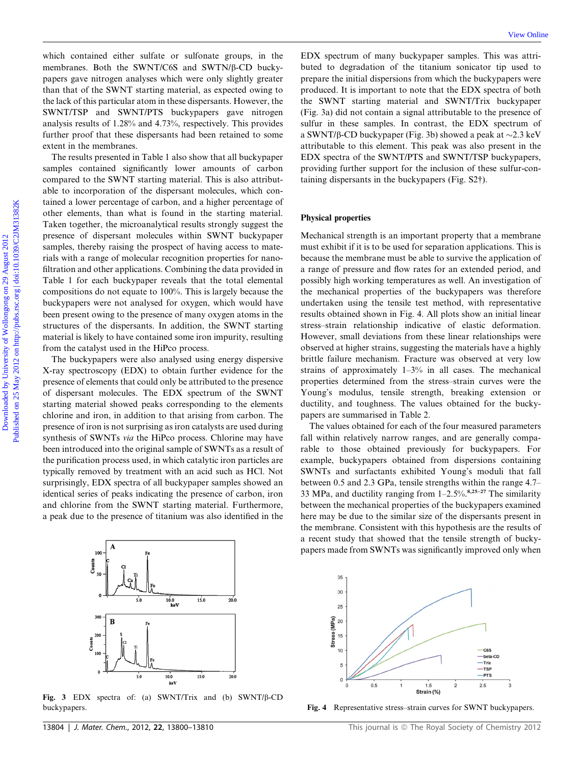which contained either sulfate or sulfonate groups, in the membranes. Both the SWNT/C6S and SWTN/β-CD buckypapers gave nitrogen analyses which were only slightly greater than that of the SWNT starting material, as expected owing to the lack of this particular atom in these dispersants. However, the SWNT/TSP and SWNT/PTS buckypapers gave nitrogen analysis results of 1.28% and 4.73%, respectively. This provides further proof that these dispersants had been retained to some extent in the membranes.

The results presented in Table 1 also show that all buckypaper samples contained significantly lower amounts of carbon compared to the SWNT starting material. This is also attributable to incorporation of the dispersant molecules, which contained a lower percentage of carbon, and a higher percentage of other elements, than what is found in the starting material. Taken together, the microanalytical results strongly suggest the presence of dispersant molecules within SWNT buckypaper samples, thereby raising the prospect of having access to materials with a range of molecular recognition properties for nanofiltration and other applications. Combining the data provided in Table 1 for each buckypaper reveals that the total elemental compositions do not equate to 100%. This is largely because the buckypapers were not analysed for oxygen, which would have been present owing to the presence of many oxygen atoms in the structures of the dispersants. In addition, the SWNT starting material is likely to have contained some iron impurity, resulting from the catalyst used in the HiPco process.

The buckypapers were also analysed using energy dispersive X-ray spectroscopy (EDX) to obtain further evidence for the presence of elements that could only be attributed to the presence of dispersant molecules. The EDX spectrum of the SWNT starting material showed peaks corresponding to the elements chlorine and iron, in addition to that arising from carbon. The presence of iron is not surprising as iron catalysts are used during synthesis of SWNTs *via* the HiPco process. Chlorine may have been introduced into the original sample of SWNTs as a result of the purification process used, in which catalytic iron particles are typically removed by treatment with an acid such as HCl. Not surprisingly, EDX spectra of all buckypaper samples showed an identical series of peaks indicating the presence of carbon, iron and chlorine from the SWNT starting material. Furthermore, a peak due to the presence of titanium was also identified in the EDX spectrum of many buckypaper samples. This was attributed to degradation of the titanium sonicator tip used to prepare the initial dispersions from which the buckypapers were produced. It is important to note that the EDX spectra of both the SWNT starting material and SWNT/Trix buckypaper (Fig. 3a) did not contain a signal attributable to the presence of sulfur in these samples. In contrast, the EDX spectrum of a SWNT/β-CD buckypaper (Fig. 3b) showed a peak at ~2.3 keV attributable to this element. This peak was also present in the EDX spectra of the SWNT/PTS and SWNT/TSP buckypapers, providing further support for the inclusion of these sulfur-containing dispersants in the buckypapers (Fig. S2†).

A
Counts
100
50
0
C
Cl
Ca
Ti
Fe
Fe
5.0
10.0
15.0
20.0
keV

B
Counts
300
200
100
0
C
S
Cl
Ti
Fe
Fe
5.0
10.0
15.0
20.0
keV

**Fig. 3** EDX spectra of: (a) SWNT/Trix and (b) SWNT/β-CD buckypapers.

## Physical properties

Mechanical strength is an important property that a membrane must exhibit if it is to be used for separation applications. This is because the membrane must be able to survive the application of a range of pressure and flow rates for an extended period, and possibly high working temperatures as well. An investigation of the mechanical properties of the buckypapers was therefore undertaken using the tensile test method, with representative results obtained shown in Fig. 4. All plots show an initial linear stress–strain relationship indicative of elastic deformation. However, small deviations from these linear relationships were observed at higher strains, suggesting the materials have a highly brittle failure mechanism. Fracture was observed at very low strains of approximately 1–3% in all cases. The mechanical properties determined from the stress–strain curves were the Young's modulus, tensile strength, breaking extension or ductility, and toughness. The values obtained for the buckypapers are summarised in Table 2.

The values obtained for each of the four measured parameters fall within relatively narrow ranges, and are generally comparable to those obtained previously for buckypapers. For example, buckypapers obtained from dispersions containing SWNTs and surfactants exhibited Young's moduli that fall between 0.5 and 2.3 GPa, tensile strengths within the range 4.7–33 MPa, and ductility ranging from 1–2.5%.[8,25–27] The similarity between the mechanical properties of the buckypapers examined here may be due to the similar size of the dispersants present in the membrane. Consistent with this hypothesis are the results of a recent study that showed that the tensile strength of buckypapers made from SWNTs was significantly improved only when

Stress (MPa)
35
30
25
20
15
10
5
0
0
0.5
1
1.5
2
2.5
3
Strain (%)
C6S
beta-CD
Trix
TSP
PTS

**Fig. 4** Representative stress–strain curves for SWNT buckypapers.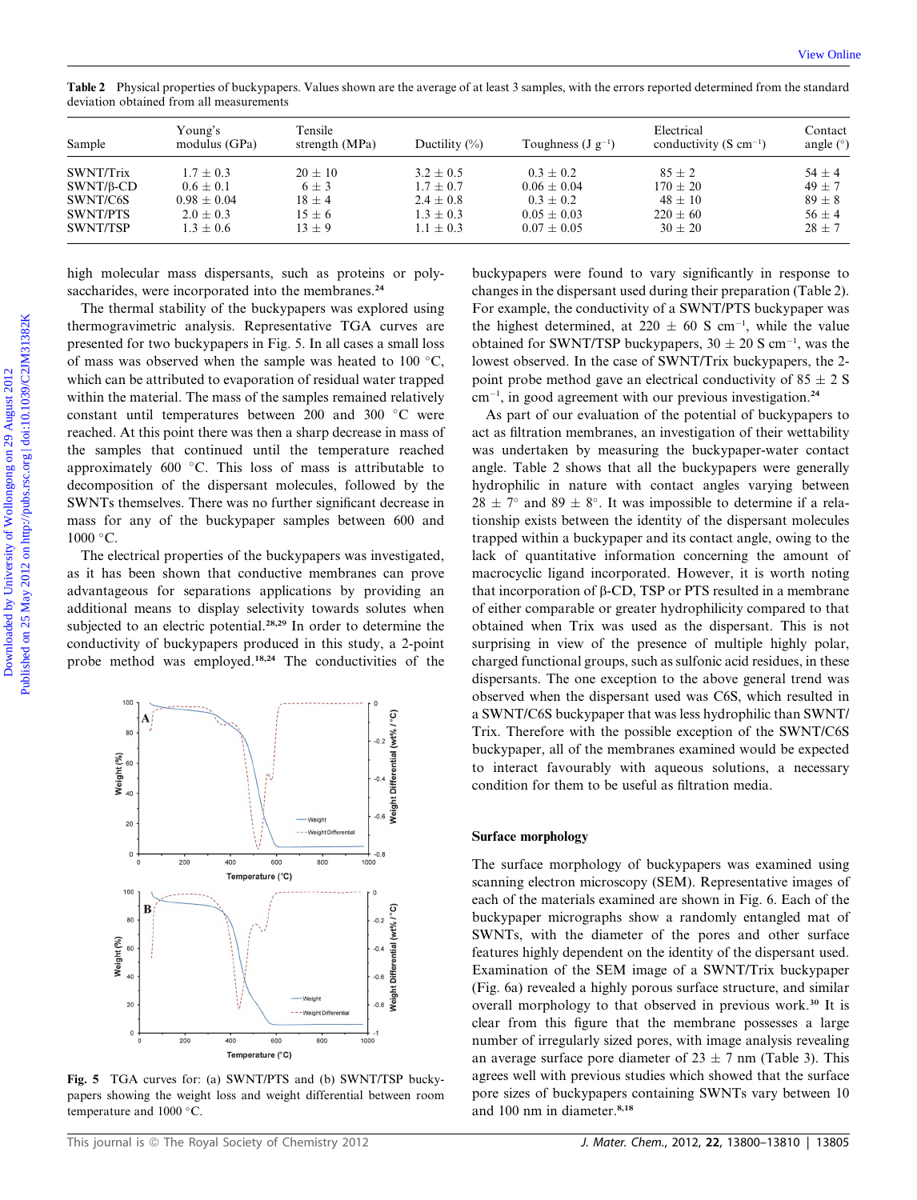Table 2 Physical properties of buckypapers. Values shown are the average of at least 3 samples, with the errors reported determined from the standard deviation obtained from all measurements

| Sample | Young's modulus (GPa) | Tensile strength (MPa) | Ductility (%) | Toughness (J $g^{-1}$) | Electrical conductivity (S $cm^{-1}$) | Contact angle (°) |
|---|---|---|---|---|---|---|
| SWNT/Trix | 1.7 ± 0.3 | 20 ± 10 | 3.2 ± 0.5 | 0.3 ± 0.2 | 85 ± 2 | 54 ± 4 |
| SWNT/β-CD | 0.6 ± 0.1 | 6 ± 3 | 1.7 ± 0.7 | 0.06 ± 0.04 | 170 ± 20 | 49 ± 7 |
| SWNT/C6S | 0.98 ± 0.04 | 18 ± 4 | 2.4 ± 0.8 | 0.3 ± 0.2 | 48 ± 10 | 89 ± 8 |
| SWNT/PTS | 2.0 ± 0.3 | 15 ± 6 | 1.3 ± 0.3 | 0.05 ± 0.03 | 220 ± 60 | 56 ± 4 |
| SWNT/TSP | 1.3 ± 0.6 | 13 ± 9 | 1.1 ± 0.3 | 0.07 ± 0.05 | 30 ± 20 | 28 ± 7 |

high molecular mass dispersants, such as proteins or polysaccharides, were incorporated into the membranes.[24]

The thermal stability of the buckypapers was explored using thermogravimetric analysis. Representative TGA curves are presented for two buckypapers in Fig. 5. In all cases a small loss of mass was observed when the sample was heated to 100 °C, which can be attributed to evaporation of residual water trapped within the material. The mass of the samples remained relatively constant until temperatures between 200 and 300 °C were reached. At this point there was then a sharp decrease in mass of the samples that continued until the temperature reached approximately 600 °C. This loss of mass is attributable to decomposition of the dispersant molecules, followed by the SWNTs themselves. There was no further significant decrease in mass for any of the buckypaper samples between 600 and 1000 °C.

The electrical properties of the buckypapers was investigated, as it has been shown that conductive membranes can prove advantageous for separations applications by providing an additional means to display selectivity towards solutes when subjected to an electric potential.[28,29] In order to determine the conductivity of buckypapers produced in this study, a 2-point probe method was employed.[18,24] The conductivities of the buckypapers were found to vary significantly in response to changes in the dispersant used during their preparation (Table 2). For example, the conductivity of a SWNT/PTS buckypaper was the highest determined, at 220 ± 60 S $cm^{-1}$, while the value obtained for SWNT/TSP buckypapers, 30 ± 20 S $cm^{-1}$, was the lowest observed. In the case of SWNT/Trix buckypapers, the 2-point probe method gave an electrical conductivity of 85 ± 2 S $cm^{-1}$, in good agreement with our previous investigation.[24]

Fig. 5 TGA curves for: (a) SWNT/PTS and (b) SWNT/TSP buckypapers showing the weight loss and weight differential between room temperature and 1000 °C.

As part of our evaluation of the potential of buckypapers to act as filtration membranes, an investigation of their wettability was undertaken by measuring the buckypaper-water contact angle. Table 2 shows that all the buckypapers were generally hydrophilic in nature with contact angles varying between 28 ± 7° and 89 ± 8°. It was impossible to determine if a relationship exists between the identity of the dispersant molecules trapped within a buckypaper and its contact angle, owing to the lack of quantitative information concerning the amount of macrocyclic ligand incorporated. However, it is worth noting that incorporation of β-CD, TSP or PTS resulted in a membrane of either comparable or greater hydrophilicity compared to that obtained when Trix was used as the dispersant. This is not surprising in view of the presence of multiple highly polar, charged functional groups, such as sulfonic acid residues, in these dispersants. The one exception to the above general trend was observed when the dispersant used was C6S, which resulted in a SWNT/C6S buckypaper that was less hydrophilic than SWNT/Trix. Therefore with the possible exception of the SWNT/C6S buckypaper, all of the membranes examined would be expected to interact favourably with aqueous solutions, a necessary condition for them to be useful as filtration media.

## Surface morphology

The surface morphology of buckypapers was examined using scanning electron microscopy (SEM). Representative images of each of the materials examined are shown in Fig. 6. Each of the buckypaper micrographs show a randomly entangled mat of SWNTs, with the diameter of the pores and other surface features highly dependent on the identity of the dispersant used. Examination of the SEM image of a SWNT/Trix buckypaper (Fig. 6a) revealed a highly porous surface structure, and similar overall morphology to that observed in previous work.[30] It is clear from this figure that the membrane possesses a large number of irregularly sized pores, with image analysis revealing an average surface pore diameter of 23 ± 7 nm (Table 3). This agrees well with previous studies which showed that the surface pore sizes of buckypapers containing SWNTs vary between 10 and 100 nm in diameter.[8,18]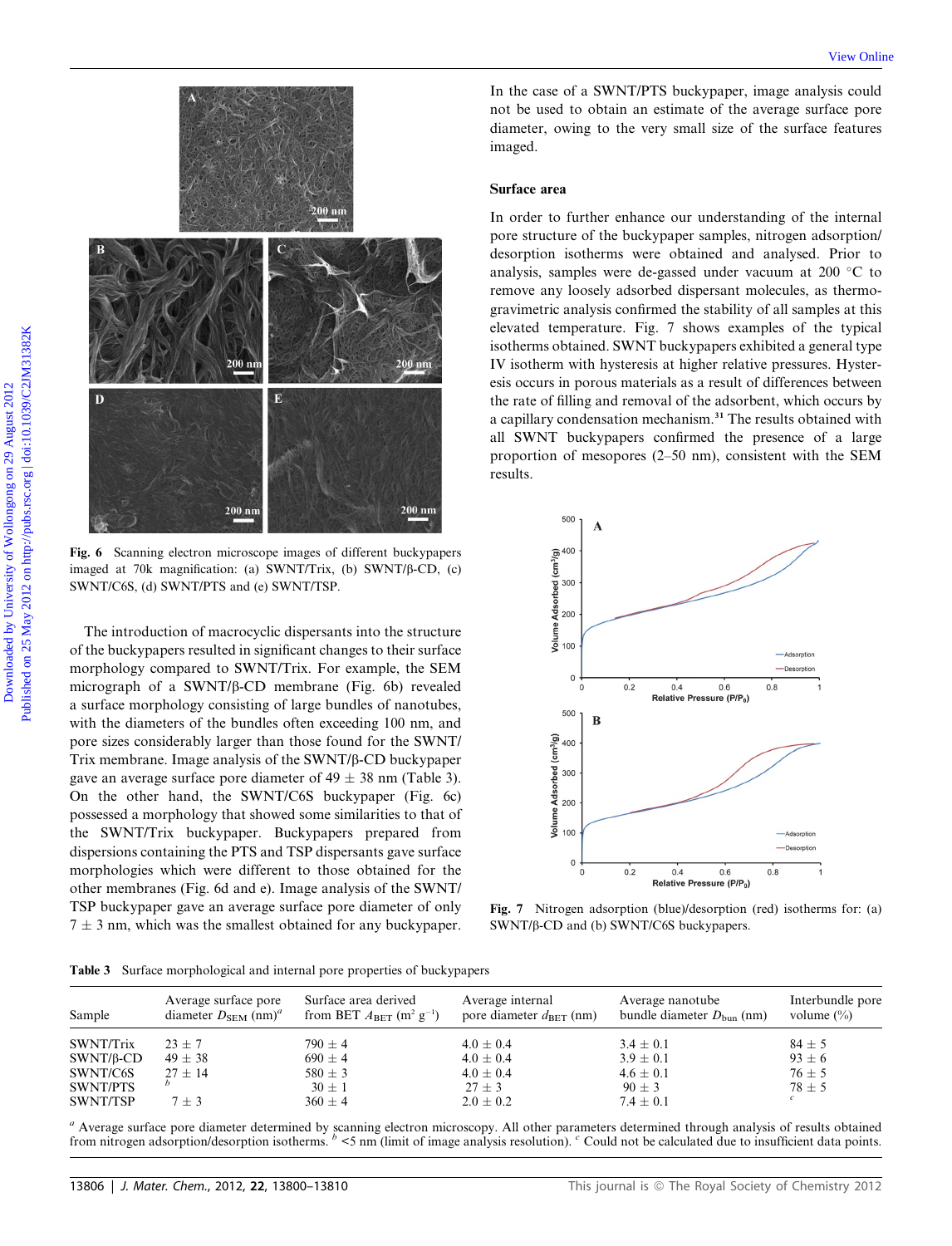Fig. 6 Scanning electron microscope images of different buckypapers imaged at 70k magnification: (a) SWNT/Trix, (b) SWNT/β-CD, (c) SWNT/C6S, (d) SWNT/PTS and (e) SWNT/TSP.

The introduction of macrocyclic dispersants into the structure of the buckypapers resulted in significant changes to their surface morphology compared to SWNT/Trix. For example, the SEM micrograph of a SWNT/β-CD membrane (Fig. 6b) revealed a surface morphology consisting of large bundles of nanotubes, with the diameters of the bundles often exceeding 100 nm, and pore sizes considerably larger than those found for the SWNT/Trix membrane. Image analysis of the SWNT/β-CD buckypaper gave an average surface pore diameter of 49 ± 38 nm (Table 3). On the other hand, the SWNT/C6S buckypaper (Fig. 6c) possessed a morphology that showed some similarities to that of the SWNT/Trix buckypaper. Buckypapers prepared from dispersions containing the PTS and TSP dispersants gave surface morphologies which were different to those obtained for the other membranes (Fig. 6d and e). Image analysis of the SWNT/TSP buckypaper gave an average surface pore diameter of only 7 ± 3 nm, which was the smallest obtained for any buckypaper.

In the case of a SWNT/PTS buckypaper, image analysis could not be used to obtain an estimate of the average surface pore diameter, owing to the very small size of the surface features imaged.

## Surface area

In order to further enhance our understanding of the internal pore structure of the buckypaper samples, nitrogen adsorption/desorption isotherms were obtained and analysed. Prior to analysis, samples were de-gassed under vacuum at 200 °C to remove any loosely adsorbed dispersant molecules, as thermogravimetric analysis confirmed the stability of all samples at this elevated temperature. Fig. 7 shows examples of the typical isotherms obtained. SWNT buckypapers exhibited a general type IV isotherm with hysteresis at higher relative pressures. Hysteresis occurs in porous materials as a result of differences between the rate of filling and removal of the adsorbent, which occurs by a capillary condensation mechanism.[31] The results obtained with all SWNT buckypapers confirmed the presence of a large proportion of mesopores (2–50 nm), consistent with the SEM results.

Fig. 7 Nitrogen adsorption (blue)/desorption (red) isotherms for: (a) SWNT/β-CD and (b) SWNT/C6S buckypapers.

Table 3 Surface morphological and internal pore properties of buckypapers

| Sample | Average surface pore diameter $D_{SEM}$ (nm)[a] | Surface area derived from BET $A_{BET}$ ($m^2$ $g^{-1}$) | Average internal pore diameter $d_{BET}$ (nm) | Average nanotube bundle diameter $D_{bun}$ (nm) | Interbundle pore volume (%) |
|---|---|---|---|---|---|
| SWNT/Trix | 23 ± 7 | 790 ± 4 | 4.0 ± 0.4 | 3.4 ± 0.1 | 84 ± 5 |
| SWNT/β-CD | 49 ± 38 | 690 ± 4 | 4.0 ± 0.4 | 3.9 ± 0.1 | 93 ± 6 |
| SWNT/C6S | 27 ± 14 | 580 ± 3 | 4.0 ± 0.4 | 4.6 ± 0.1 | 76 ± 5 |
| SWNT/PTS | [b] | 30 ± 1 | 27 ± 3 | 90 ± 3 | 78 ± 5 |
| SWNT/TSP | 7 ± 3 | 360 ± 4 | 2.0 ± 0.2 | 7.4 ± 0.1 | [c] |

[a] Average surface pore diameter determined by scanning electron microscopy. All other parameters determined through analysis of results obtained from nitrogen adsorption/desorption isotherms. [b] <5 nm (limit of image analysis resolution). [c] Could not be calculated due to insufficient data points.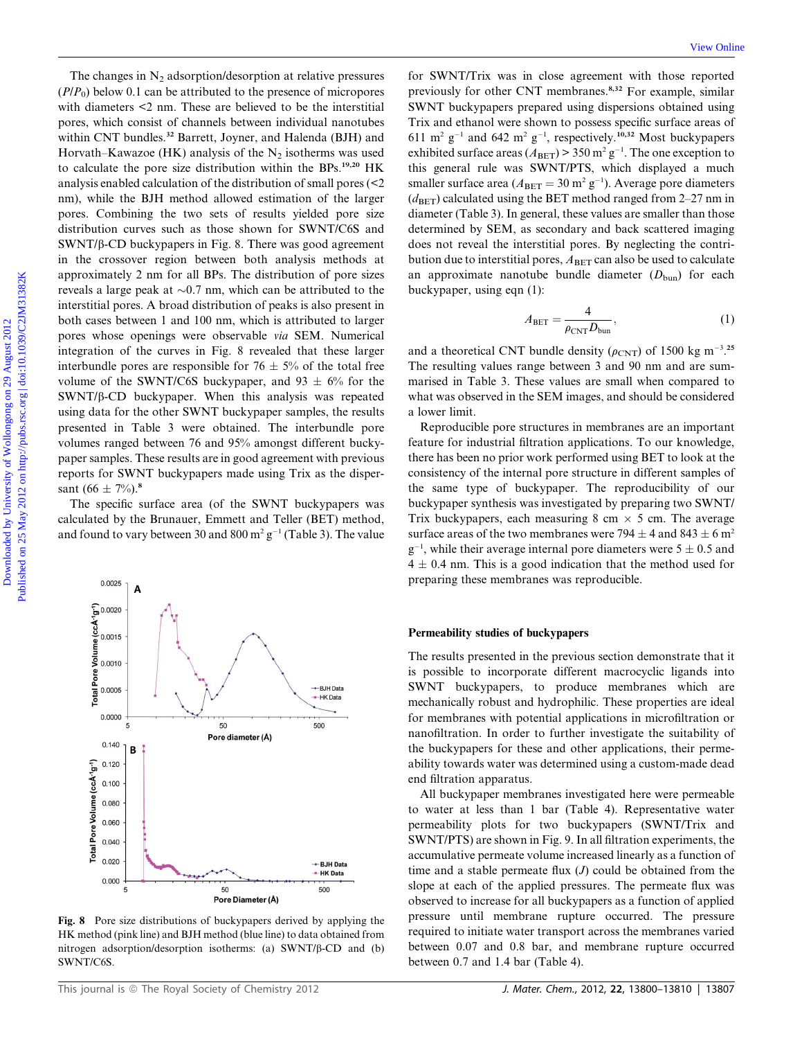The changes in $N_2$ adsorption/desorption at relative pressures ($P/P_0$) below 0.1 can be attributed to the presence of micropores with diameters <2 nm. These are believed to be the interstitial pores, which consist of channels between individual nanotubes within CNT bundles.[32] Barrett, Joyner, and Halenda (BJH) and Horvath–Kawazoe (HK) analysis of the $N_2$ isotherms was used to calculate the pore size distribution within the BPs.[19,20] HK analysis enabled calculation of the distribution of small pores (<2 nm), while the BJH method allowed estimation of the larger pores. Combining the two sets of results yielded pore size distribution curves such as those shown for SWNT/C6S and SWNT/β-CD buckypapers in Fig. 8. There was good agreement in the crossover region between both analysis methods at approximately 2 nm for all BPs. The distribution of pore sizes reveals a large peak at ~0.7 nm, which can be attributed to the interstitial pores. A broad distribution of peaks is also present in both cases between 1 and 100 nm, which is attributed to larger pores whose openings were observable *via* SEM. Numerical integration of the curves in Fig. 8 revealed that these larger interbundle pores are responsible for 76 ± 5% of the total free volume of the SWNT/C6S buckypaper, and 93 ± 6% for the SWNT/β-CD buckypaper. When this analysis was repeated using data for the other SWNT buckypaper samples, the results presented in Table 3 were obtained. The interbundle pore volumes ranged between 76 and 95% amongst different buckypaper samples. These results are in good agreement with previous reports for SWNT buckypapers made using Trix as the dispersant (66 ± 7%).[8]

The specific surface area (of the SWNT buckypapers was calculated by the Brunauer, Emmett and Teller (BET) method, and found to vary between 30 and 800 $m^2 g^{-1}$ (Table 3). The value for SWNT/Trix was in close agreement with those reported previously for other CNT membranes.[8,32] For example, similar SWNT buckypapers prepared using dispersions obtained using Trix and ethanol were shown to possess specific surface areas of 611 $m^2 g^{-1}$ and 642 $m^2 g^{-1}$, respectively.[10,32] Most buckypapers exhibited surface areas ($A_{BET}$) > 350 $m^2 g^{-1}$. The one exception to this general rule was SWNT/PTS, which displayed a much smaller surface area ($A_{BET}$ = 30 $m^2 g^{-1}$). Average pore diameters ($d_{BET}$) calculated using the BET method ranged from 2–27 nm in diameter (Table 3). In general, these values are smaller than those determined by SEM, as secondary and back scattered imaging does not reveal the interstitial pores. By neglecting the contribution due to interstitial pores, $A_{BET}$ can also be used to calculate an approximate nanotube bundle diameter ($D_{bun}$) for each buckypaper, using eqn (1):

$$A_{BET} = \frac{4}{\rho_{CNT} D_{bun}}, \quad (1)$$

and a theoretical CNT bundle density ($\rho_{CNT}$) of 1500 kg $m^{-3}$.[25] The resulting values range between 3 and 90 nm and are summarised in Table 3. These values are small when compared to what was observed in the SEM images, and should be considered a lower limit.

Reproducible pore structures in membranes are an important feature for industrial filtration applications. To our knowledge, there has been no prior work performed using BET to look at the consistency of the internal pore structure in different samples of the same type of buckypaper. The reproducibility of our buckypaper synthesis was investigated by preparing two SWNT/Trix buckypapers, each measuring 8 cm × 5 cm. The average surface areas of the two membranes were 794 ± 4 and 843 ± 6 $m^2 g^{-1}$, while their average internal pore diameters were 5 ± 0.5 and 4 ± 0.4 nm. This is a good indication that the method used for preparing these membranes was reproducible.

Fig. 8 Pore size distributions of buckypapers derived by applying the HK method (pink line) and BJH method (blue line) to data obtained from nitrogen adsorption/desorption isotherms: (a) SWNT/β-CD and (b) SWNT/C6S.

## Permeability studies of buckypapers

The results presented in the previous section demonstrate that it is possible to incorporate different macrocyclic ligands into SWNT buckypapers, to produce membranes which are mechanically robust and hydrophilic. These properties are ideal for membranes with potential applications in microfiltration or nanofiltration. In order to further investigate the suitability of the buckypapers for these and other applications, their permeability towards water was determined using a custom-made dead end filtration apparatus.

All buckypaper membranes investigated here were permeable to water at less than 1 bar (Table 4). Representative water permeability plots for two buckypapers (SWNT/Trix and SWNT/PTS) are shown in Fig. 9. In all filtration experiments, the accumulative permeate volume increased linearly as a function of time and a stable permeate flux ($J$) could be obtained from the slope at each of the applied pressures. The permeate flux was observed to increase for all buckypapers as a function of applied pressure until membrane rupture occurred. The pressure required to initiate water transport across the membranes varied between 0.07 and 0.8 bar, and membrane rupture occurred between 0.7 and 1.4 bar (Table 4).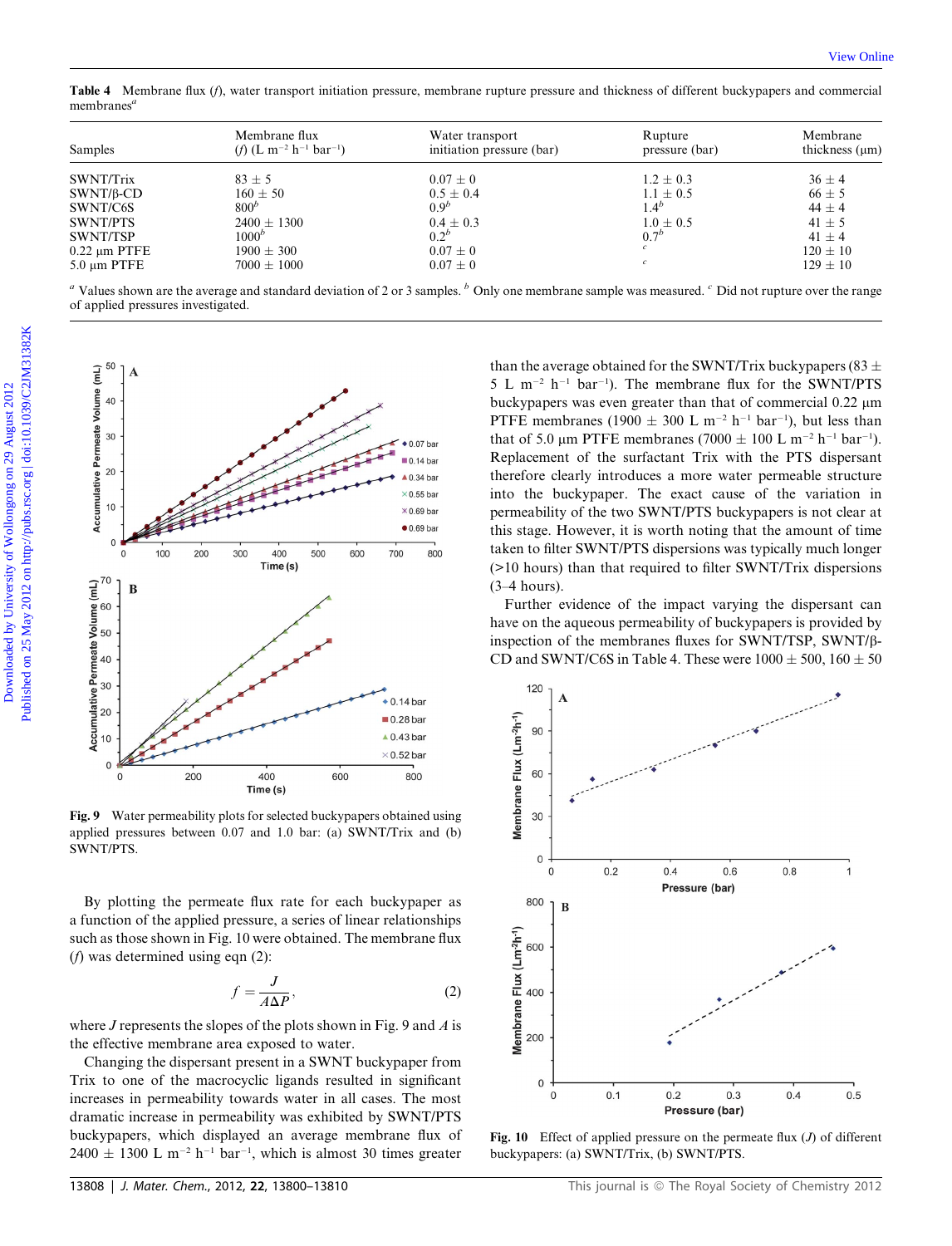Table 4 Membrane flux ($f$), water transport initiation pressure, membrane rupture pressure and thickness of different buckypapers and commercial membranes[a]

| Samples | Membrane flux ($f$) (L m$^{-2}$ h$^{-1}$ bar$^{-1}$) | Water transport initiation pressure (bar) | Rupture pressure (bar) | Membrane thickness (μm) |
|---|---|---|---|---|
| SWNT/Trix | 83 ± 5 | 0.07 ± 0 | 1.2 ± 0.3 | 36 ± 4 |
| SWNT/β-CD | 160 ± 50 | 0.5 ± 0.4 | 1.1 ± 0.5 | 66 ± 5 |
| SWNT/C6S | 800[b] | 0.9[b] | 1.4[b] | 44 ± 4 |
| SWNT/PTS | 2400 ± 1300 | 0.4 ± 0.3 | 1.0 ± 0.5 | 41 ± 5 |
| SWNT/TSP | 1000[b] | 0.2[b] | 0.7[b] | 41 ± 4 |
| 0.22 μm PTFE | 1900 ± 300 | 0.07 ± 0 | [c] | 120 ± 10 |
| 5.0 μm PTFE | 7000 ± 1000 | 0.07 ± 0 | [c] | 129 ± 10 |

[a] Values shown are the average and standard deviation of 2 or 3 samples. [b] Only one membrane sample was measured. [c] Did not rupture over the range of applied pressures investigated.

Fig. 9 Water permeability plots for selected buckypapers obtained using applied pressures between 0.07 and 1.0 bar: (a) SWNT/Trix and (b) SWNT/PTS.

By plotting the permeate flux rate for each buckypaper as a function of the applied pressure, a series of linear relationships such as those shown in Fig. 10 were obtained. The membrane flux ($f$) was determined using eqn (2):

$$f = \frac{J}{A\Delta P}, \tag{2}$$

where $J$ represents the slopes of the plots shown in Fig. 9 and $A$ is the effective membrane area exposed to water.

Changing the dispersant present in a SWNT buckypaper from Trix to one of the macrocyclic ligands resulted in significant increases in permeability towards water in all cases. The most dramatic increase in permeability was exhibited by SWNT/PTS buckypapers, which displayed an average membrane flux of 2400 ± 1300 L m$^{-2}$ h$^{-1}$ bar$^{-1}$, which is almost 30 times greater than the average obtained for the SWNT/Trix buckypapers (83 ± 5 L m$^{-2}$ h$^{-1}$ bar$^{-1}$). The membrane flux for the SWNT/PTS buckypapers was even greater than that of commercial 0.22 μm PTFE membranes (1900 ± 300 L m$^{-2}$ h$^{-1}$ bar$^{-1}$), but less than that of 5.0 μm PTFE membranes (7000 ± 100 L m$^{-2}$ h$^{-1}$ bar$^{-1}$). Replacement of the surfactant Trix with the PTS dispersant therefore clearly introduces a more water permeable structure into the buckypaper. The exact cause of the variation in permeability of the two SWNT/PTS buckypapers is not clear at this stage. However, it is worth noting that the amount of time taken to filter SWNT/PTS dispersions was typically much longer (>10 hours) than that required to filter SWNT/Trix dispersions (3–4 hours).

Further evidence of the impact varying the dispersant can have on the aqueous permeability of buckypapers is provided by inspection of the membranes fluxes for SWNT/TSP, SWNT/β-CD and SWNT/C6S in Table 4. These were 1000 ± 500, 160 ± 50

Fig. 10 Effect of applied pressure on the permeate flux ($J$) of different buckypapers: (a) SWNT/Trix, (b) SWNT/PTS.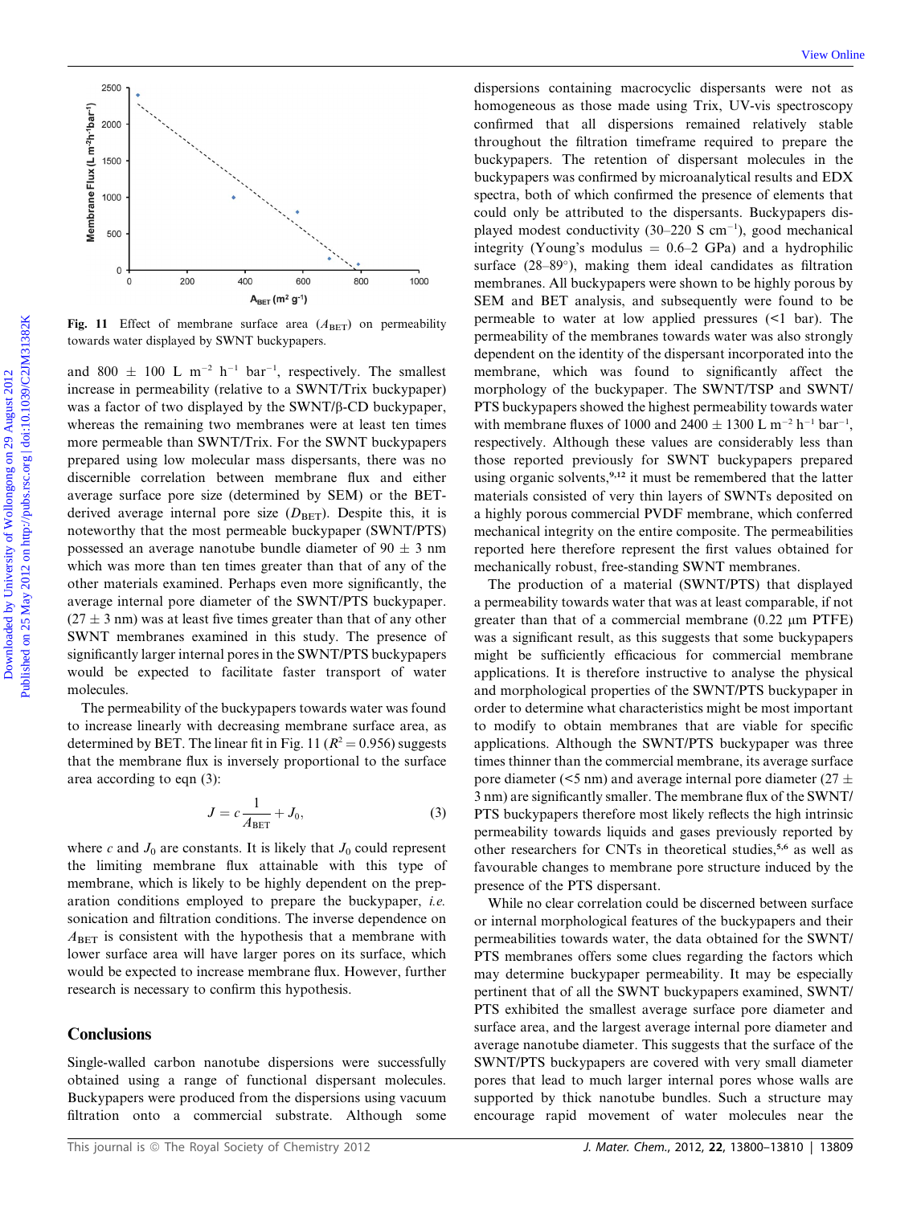Fig. 11 Effect of membrane surface area ($A_{BET}$) on permeability towards water displayed by SWNT buckypapers.

and 800 ± 100 L m$^{-2}$ h$^{-1}$ bar$^{-1}$, respectively. The smallest increase in permeability (relative to a SWNT/Trix buckypaper) was a factor of two displayed by the SWNT/β-CD buckypaper, whereas the remaining two membranes were at least ten times more permeable than SWNT/Trix. For the SWNT buckypapers prepared using low molecular mass dispersants, there was no discernible correlation between membrane flux and either average surface pore size (determined by SEM) or the BET-derived average internal pore size ($D_{BET}$). Despite this, it is noteworthy that the most permeable buckypaper (SWNT/PTS) possessed an average nanotube bundle diameter of 90 ± 3 nm which was more than ten times greater than that of any of the other materials examined. Perhaps even more significantly, the average internal pore diameter of the SWNT/PTS buckypaper. (27 ± 3 nm) was at least five times greater than that of any other SWNT membranes examined in this study. The presence of significantly larger internal pores in the SWNT/PTS buckypapers would be expected to facilitate faster transport of water molecules.

The permeability of the buckypapers towards water was found to increase linearly with decreasing membrane surface area, as determined by BET. The linear fit in Fig. 11 ($R^2 = 0.956$) suggests that the membrane flux is inversely proportional to the surface area according to eqn (3):

$$J = c\frac{1}{A_{BET}} + J_0, \quad (3)$$

where $c$ and $J_0$ are constants. It is likely that $J_0$ could represent the limiting membrane flux attainable with this type of membrane, which is likely to be highly dependent on the preparation conditions employed to prepare the buckypaper, *i.e.* sonication and filtration conditions. The inverse dependence on $A_{BET}$ is consistent with the hypothesis that a membrane with lower surface area will have larger pores on its surface, which would be expected to increase membrane flux. However, further research is necessary to confirm this hypothesis.

## Conclusions

Single-walled carbon nanotube dispersions were successfully obtained using a range of functional dispersant molecules. Buckypapers were produced from the dispersions using vacuum filtration onto a commercial substrate. Although some dispersions containing macrocyclic dispersants were not as homogeneous as those made using Trix, UV-vis spectroscopy confirmed that all dispersions remained relatively stable throughout the filtration timeframe required to prepare the buckypapers. The retention of dispersant molecules in the buckypapers was confirmed by microanalytical results and EDX spectra, both of which confirmed the presence of elements that could only be attributed to the dispersants. Buckypapers displayed modest conductivity (30–220 S cm$^{-1}$), good mechanical integrity (Young's modulus = 0.6–2 GPa) and a hydrophilic surface (28–89°), making them ideal candidates as filtration membranes. All buckypapers were shown to be highly porous by SEM and BET analysis, and subsequently were found to be permeable to water at low applied pressures (<1 bar). The permeability of the membranes towards water was also strongly dependent on the identity of the dispersant incorporated into the membrane, which was found to significantly affect the morphology of the buckypaper. The SWNT/TSP and SWNT/PTS buckypapers showed the highest permeability towards water with membrane fluxes of 1000 and 2400 ± 1300 L m$^{-2}$ h$^{-1}$ bar$^{-1}$, respectively. Although these values are considerably less than those reported previously for SWNT buckypapers prepared using organic solvents,[9,12] it must be remembered that the latter materials consisted of very thin layers of SWNTs deposited on a highly porous commercial PVDF membrane, which conferred mechanical integrity on the entire composite. The permeabilities reported here therefore represent the first values obtained for mechanically robust, free-standing SWNT membranes.

The production of a material (SWNT/PTS) that displayed a permeability towards water that was at least comparable, if not greater than that of a commercial membrane (0.22 μm PTFE) was a significant result, as this suggests that some buckypapers might be sufficiently efficacious for commercial membrane applications. It is therefore instructive to analyse the physical and morphological properties of the SWNT/PTS buckypaper in order to determine what characteristics might be most important to modify to obtain membranes that are viable for specific applications. Although the SWNT/PTS buckypaper was three times thinner than the commercial membrane, its average surface pore diameter (<5 nm) and average internal pore diameter (27 ± 3 nm) are significantly smaller. The membrane flux of the SWNT/PTS buckypapers therefore most likely reflects the high intrinsic permeability towards liquids and gases previously reported by other researchers for CNTs in theoretical studies,[5,6] as well as favourable changes to membrane pore structure induced by the presence of the PTS dispersant.

While no clear correlation could be discerned between surface or internal morphological features of the buckypapers and their permeabilities towards water, the data obtained for the SWNT/PTS membranes offers some clues regarding the factors which may determine buckypaper permeability. It may be especially pertinent that of all the SWNT buckypapers examined, SWNT/PTS exhibited the smallest average surface pore diameter and surface area, and the largest average internal pore diameter and average nanotube diameter. This suggests that the surface of the SWNT/PTS buckypapers are covered with very small diameter pores that lead to much larger internal pores whose walls are supported by thick nanotube bundles. Such a structure may encourage rapid movement of water molecules near the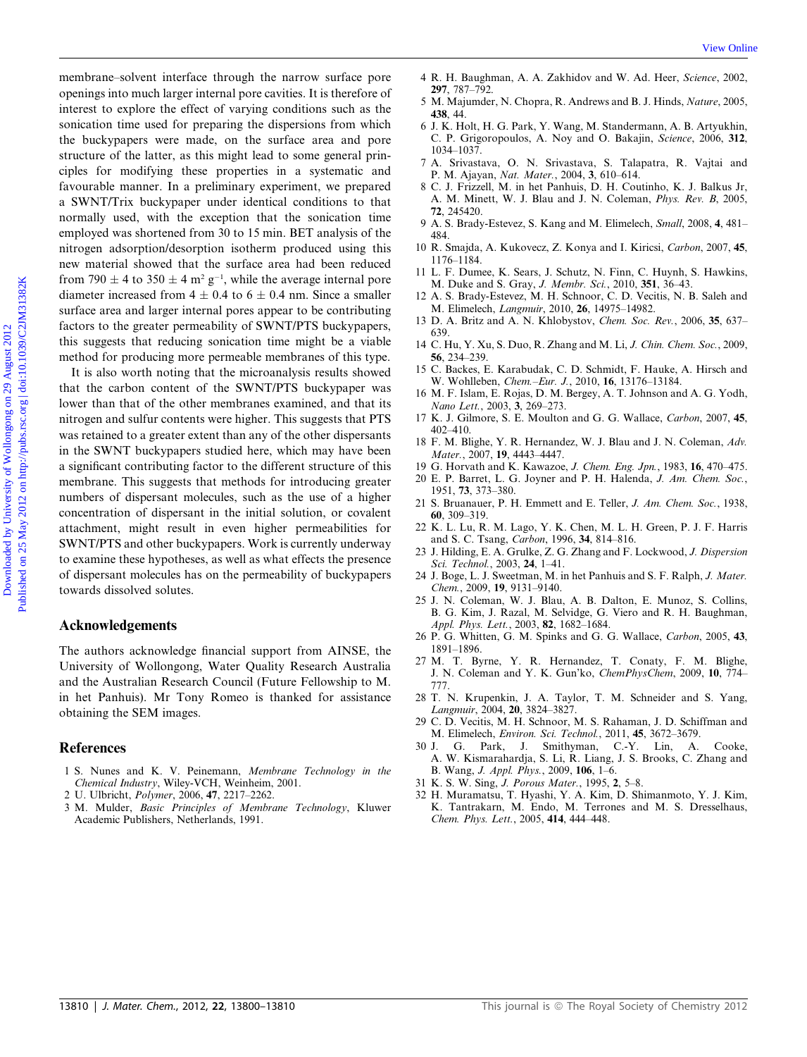membrane–solvent interface through the narrow surface pore openings into much larger internal pore cavities. It is therefore of interest to explore the effect of varying conditions such as the sonication time used for preparing the dispersions from which the buckypapers were made, on the surface area and pore structure of the latter, as this might lead to some general principles for modifying these properties in a systematic and favourable manner. In a preliminary experiment, we prepared a SWNT/Trix buckypaper under identical conditions to that normally used, with the exception that the sonication time employed was shortened from 30 to 15 min. BET analysis of the nitrogen adsorption/desorption isotherm produced using this new material showed that the surface area had been reduced from $790 \pm 4$ to $350 \pm 4$ $m^2$ $g^{-1}$, while the average internal pore diameter increased from $4 \pm 0.4$ to $6 \pm 0.4$ nm. Since a smaller surface area and larger internal pores appear to be contributing factors to the greater permeability of SWNT/PTS buckypapers, this suggests that reducing sonication time might be a viable method for producing more permeable membranes of this type.

It is also worth noting that the microanalysis results showed that the carbon content of the SWNT/PTS buckypaper was lower than that of the other membranes examined, and that its nitrogen and sulfur contents were higher. This suggests that PTS was retained to a greater extent than any of the other dispersants in the SWNT buckypapers studied here, which may have been a significant contributing factor to the different structure of this membrane. This suggests that methods for introducing greater numbers of dispersant molecules, such as the use of a higher concentration of dispersant in the initial solution, or covalent attachment, might result in even higher permeabilities for SWNT/PTS and other buckypapers. Work is currently underway to examine these hypotheses, as well as what effects the presence of dispersant molecules has on the permeability of buckypapers towards dissolved solutes.

## Acknowledgements

The authors acknowledge financial support from AINSE, the University of Wollongong, Water Quality Research Australia and the Australian Research Council (Future Fellowship to M. in het Panhuis). Mr Tony Romeo is thanked for assistance obtaining the SEM images.

## References

1 S. Nunes and K. V. Peinemann, *Membrane Technology in the Chemical Industry*, Wiley-VCH, Weinheim, 2001.
2 U. Ulbricht, *Polymer*, 2006, **47**, 2217–2262.
3 M. Mulder, *Basic Principles of Membrane Technology*, Kluwer Academic Publishers, Netherlands, 1991.
4 R. H. Baughman, A. A. Zakhidov and W. Ad. Heer, *Science*, 2002, **297**, 787–792.
5 M. Majumder, N. Chopra, R. Andrews and B. J. Hinds, *Nature*, 2005, **438**, 44.
6 J. K. Holt, H. G. Park, Y. Wang, M. Standermann, A. B. Artyukhin, C. P. Grigoropoulos, A. Noy and O. Bakajin, *Science*, 2006, **312**, 1034–1037.
7 A. Srivastava, O. N. Srivastava, S. Talapatra, R. Vajtai and P. M. Ajayan, *Nat. Mater.*, 2004, **3**, 610–614.
8 C. J. Frizzell, M. in het Panhuis, D. H. Coutinho, K. J. Balkus Jr, A. M. Minett, W. J. Blau and J. N. Coleman, *Phys. Rev. B*, 2005, **72**, 245420.
9 A. S. Brady-Estevez, S. Kang and M. Elimelech, *Small*, 2008, **4**, 481–484.
10 R. Smajda, A. Kukovecz, Z. Konya and I. Kiricsi, *Carbon*, 2007, **45**, 1176–1184.
11 L. F. Dumee, K. Sears, J. Schutz, N. Finn, C. Huynh, S. Hawkins, M. Duke and S. Gray, *J. Membr. Sci.*, 2010, **351**, 36–43.
12 A. S. Brady-Estevez, M. H. Schnoor, C. D. Vecitis, N. B. Saleh and M. Elimelech, *Langmuir*, 2010, **26**, 14975–14982.
13 D. A. Britz and A. N. Khlobystov, *Chem. Soc. Rev.*, 2006, **35**, 637–639.
14 C. Hu, Y. Xu, S. Duo, R. Zhang and M. Li, *J. Chin. Chem. Soc.*, 2009, **56**, 234–239.
15 C. Backes, E. Karabudak, C. D. Schmidt, F. Hauke, A. Hirsch and W. Wohlleben, *Chem.–Eur. J.*, 2010, **16**, 13176–13184.
16 M. F. Islam, E. Rojas, D. M. Bergey, A. T. Johnson and A. G. Yodh, *Nano Lett.*, 2003, **3**, 269–273.
17 K. J. Gilmore, S. E. Moulton and G. G. Wallace, *Carbon*, 2007, **45**, 402–410.
18 F. M. Blighe, Y. R. Hernandez, W. J. Blau and J. N. Coleman, *Adv. Mater.*, 2007, **19**, 4443–4447.
19 G. Horvath and K. Kawazoe, *J. Chem. Eng. Jpn.*, 1983, **16**, 470–475.
20 E. P. Barret, L. G. Joyner and P. H. Halenda, *J. Am. Chem. Soc.*, 1951, **73**, 373–380.
21 S. Bruanauer, P. H. Emmett and E. Teller, *J. Am. Chem. Soc.*, 1938, **60**, 309–319.
22 K. L. Lu, R. M. Lago, Y. K. Chen, M. L. H. Green, P. J. F. Harris and S. C. Tsang, *Carbon*, 1996, **34**, 814–816.
23 J. Hilding, E. A. Grulke, Z. G. Zhang and F. Lockwood, *J. Dispersion Sci. Technol.*, 2003, **24**, 1–41.
24 J. Boge, L. J. Sweetman, M. in het Panhuis and S. F. Ralph, *J. Mater. Chem.*, 2009, **19**, 9131–9140.
25 J. N. Coleman, W. J. Blau, A. B. Dalton, E. Munoz, S. Collins, B. G. Kim, J. Razal, M. Selvidge, G. Viero and R. H. Baughman, *Appl. Phys. Lett.*, 2003, **82**, 1682–1684.
26 P. G. Whitten, G. M. Spinks and G. G. Wallace, *Carbon*, 2005, **43**, 1891–1896.
27 M. T. Byrne, Y. R. Hernandez, T. Conaty, F. M. Blighe, J. N. Coleman and Y. K. Gun'ko, *ChemPhysChem*, 2009, **10**, 774–777.
28 T. N. Krupenkin, J. A. Taylor, T. M. Schneider and S. Yang, *Langmuir*, 2004, **20**, 3824–3827.
29 C. D. Vecitis, M. H. Schnoor, M. S. Rahaman, J. D. Schiffman and M. Elimelech, *Environ. Sci. Technol.*, 2011, **45**, 3672–3679.
30 J. G. Park, J. Smithyman, C.-Y. Lin, A. Cooke, A. W. Kismarahardja, S. Li, R. Liang, J. S. Brooks, C. Zhang and B. Wang, *J. Appl. Phys.*, 2009, **106**, 1–6.
31 K. S. W. Sing, *J. Porous Mater.*, 1995, **2**, 5–8.
32 H. Muramatsu, T. Hyashi, Y. A. Kim, D. Shimanmoto, Y. J. Kim, K. Tantrakarn, M. Endo, M. Terrones and M. S. Dresselhaus, *Chem. Phys. Lett.*, 2005, **414**, 444–448.